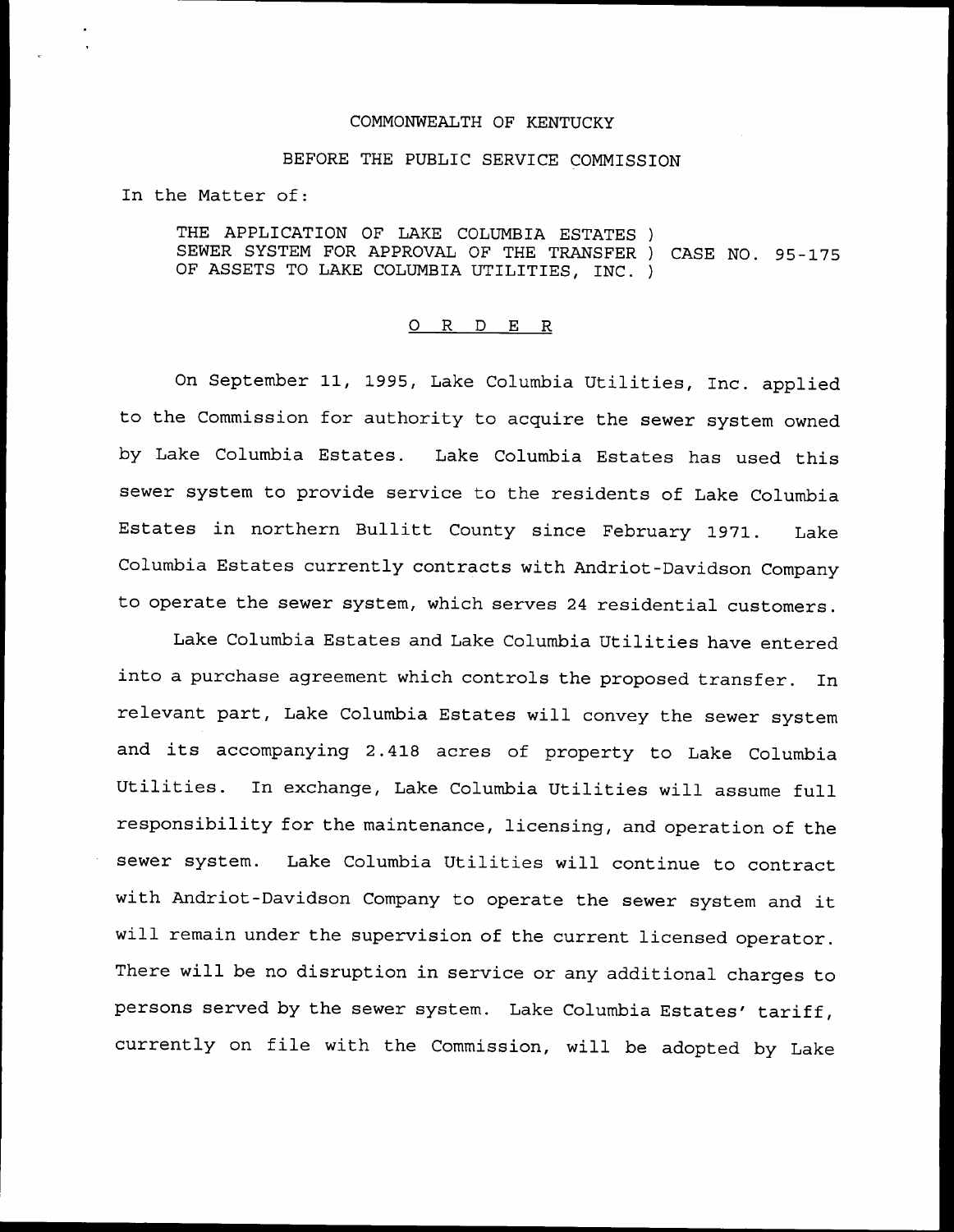COMMONWEALTH OF KENTUCKY

BEFORE THE PUBLIC SERVICE COMMISSION

In the Matter of:

THE APPLICATION OF LAKE COLUMBIA ESTATES )
SEWER SYSTEM FOR APPROVAL OF THE TRANSFER ) CASE NO. 95-175
OF ASSETS TO LAKE COLUMBIA UTILITIES, INC. )

# O R D E R

On September 11, 1995, Lake Columbia Utilities, Inc. applied to the Commission for authority to acquire the sewer system owned by Lake Columbia Estates. Lake Columbia Estates has used this sewer system to provide service to the residents of Lake Columbia Estates in northern Bullitt County since February 1971. Lake Columbia Estates currently contracts with Andriot-Davidson Company to operate the sewer system, which serves 24 residential customers.

Lake Columbia Estates and Lake Columbia Utilities have entered into a purchase agreement which controls the proposed transfer. In relevant part, Lake Columbia Estates will convey the sewer system and its accompanying 2.418 acres of property to Lake Columbia Utilities. In exchange, Lake Columbia Utilities will assume full responsibility for the maintenance, licensing, and operation of the sewer system. Lake Columbia Utilities will continue to contract with Andriot-Davidson Company to operate the sewer system and it will remain under the supervision of the current licensed operator. There will be no disruption in service or any additional charges to persons served by the sewer system. Lake Columbia Estates' tariff, currently on file with the Commission, will be adopted by Lake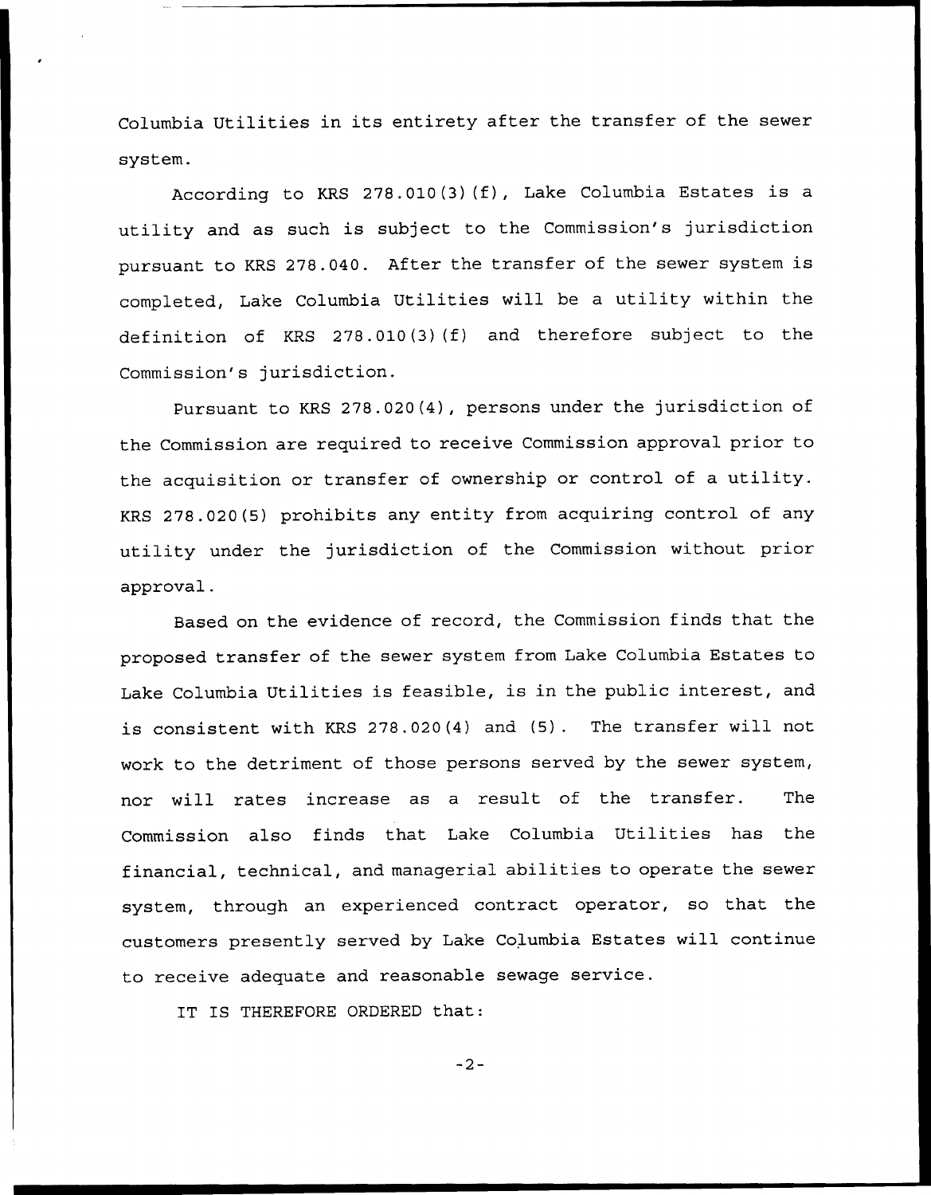Columbia Utilities in its entirety after the transfer of the sewer system.

According to KRS 278.010(3)(f), Lake Columbia Estates is a utility and as such is subject to the Commission's jurisdiction pursuant to KRS 278.040. After the transfer of the sewer system is completed, Lake Columbia Utilities will be a utility within the definition of KRS 278.010(3)(f) and therefore subject to the Commission's jurisdiction.

Pursuant to KRS 278.020(4), persons under the jurisdiction of the Commission are required to receive Commission approval prior to the acquisition or transfer of ownership or control of a utility. KRS 278.020(5) prohibits any entity from acquiring control of any utility under the jurisdiction of the Commission without prior approval.

Based on the evidence of record, the Commission finds that the proposed transfer of the sewer system from Lake Columbia Estates to Lake Columbia Utilities is feasible, is in the public interest, and is consistent with KRS 278.020(4) and (5). The transfer will not work to the detriment of those persons served by the sewer system, nor will rates increase as a result of the transfer. The Commission also finds that Lake Columbia Utilities has the financial, technical, and managerial abilities to operate the sewer system, through an experienced contract operator, so that the customers presently served by Lake Columbia Estates will continue to receive adequate and reasonable sewage service.

IT IS THEREFORE ORDERED that: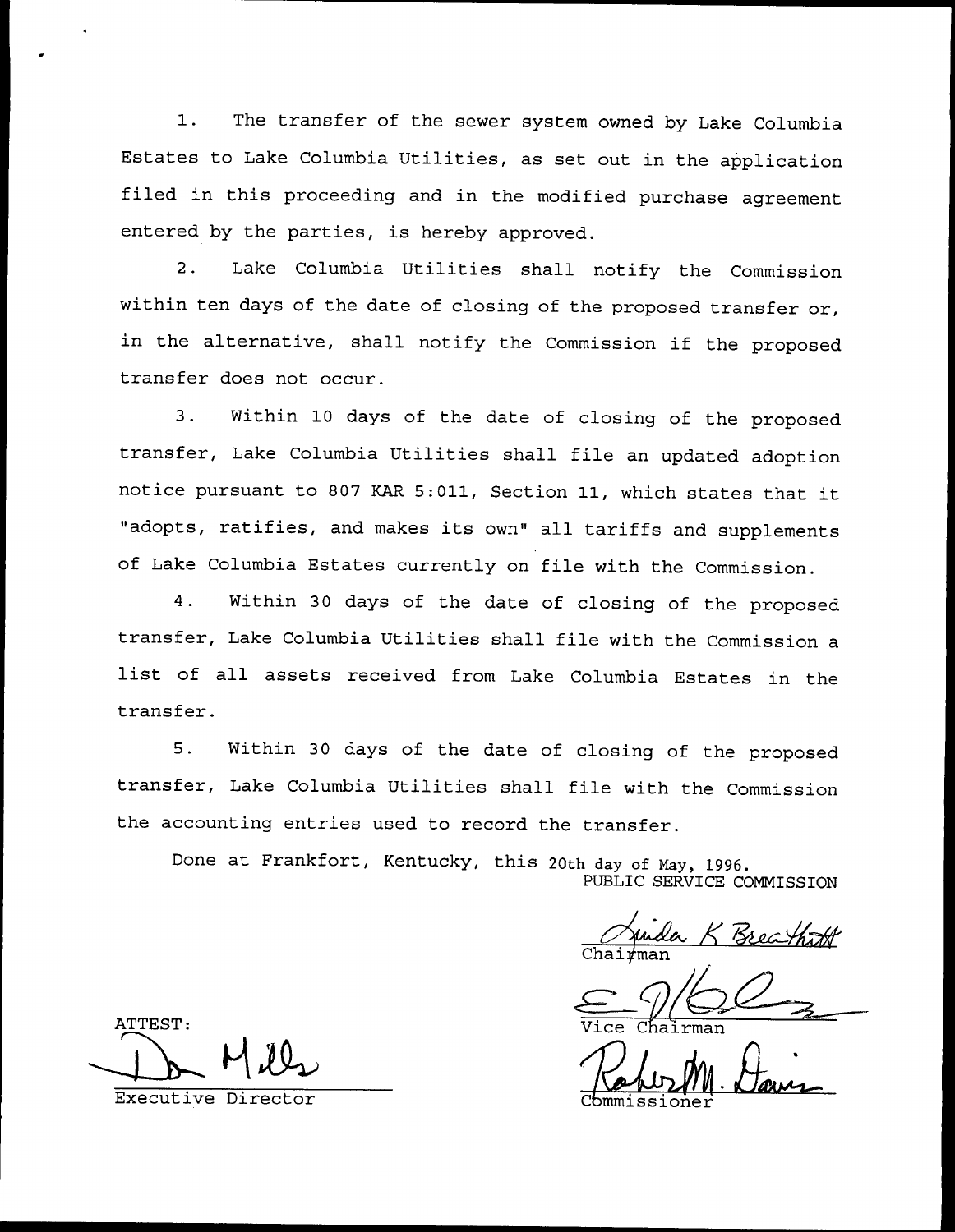1. The transfer of the sewer system owned by Lake Columbia Estates to Lake Columbia Utilities, as set out in the application filed in this proceeding and in the modified purchase agreement entered by the parties, is hereby approved.

2. Lake Columbia Utilities shall notify the Commission within ten days of the date of closing of the proposed transfer or, in the alternative, shall notify the Commission if the proposed transfer does not occur.

3. Within 10 days of the date of closing of the proposed transfer, Lake Columbia Utilities shall file an updated adoption notice pursuant to 807 KAR 5:011, Section 11, which states that it "adopts, ratifies, and makes its own" all tariffs and supplements of Lake Columbia Estates currently on file with the Commission.

4. Within 30 days of the date of closing of the proposed transfer, Lake Columbia Utilities shall file with the Commission a list of all assets received from Lake Columbia Estates in the transfer.

5. Within 30 days of the date of closing of the proposed transfer, Lake Columbia Utilities shall file with the Commission the accounting entries used to record the transfer.

Done at Frankfort, Kentucky, this 20th day of May, 1996.

PUBLIC SERVICE COMMISSION

Chairman

Vice Chairman

Commissioner

ATTEST:

Executive Director